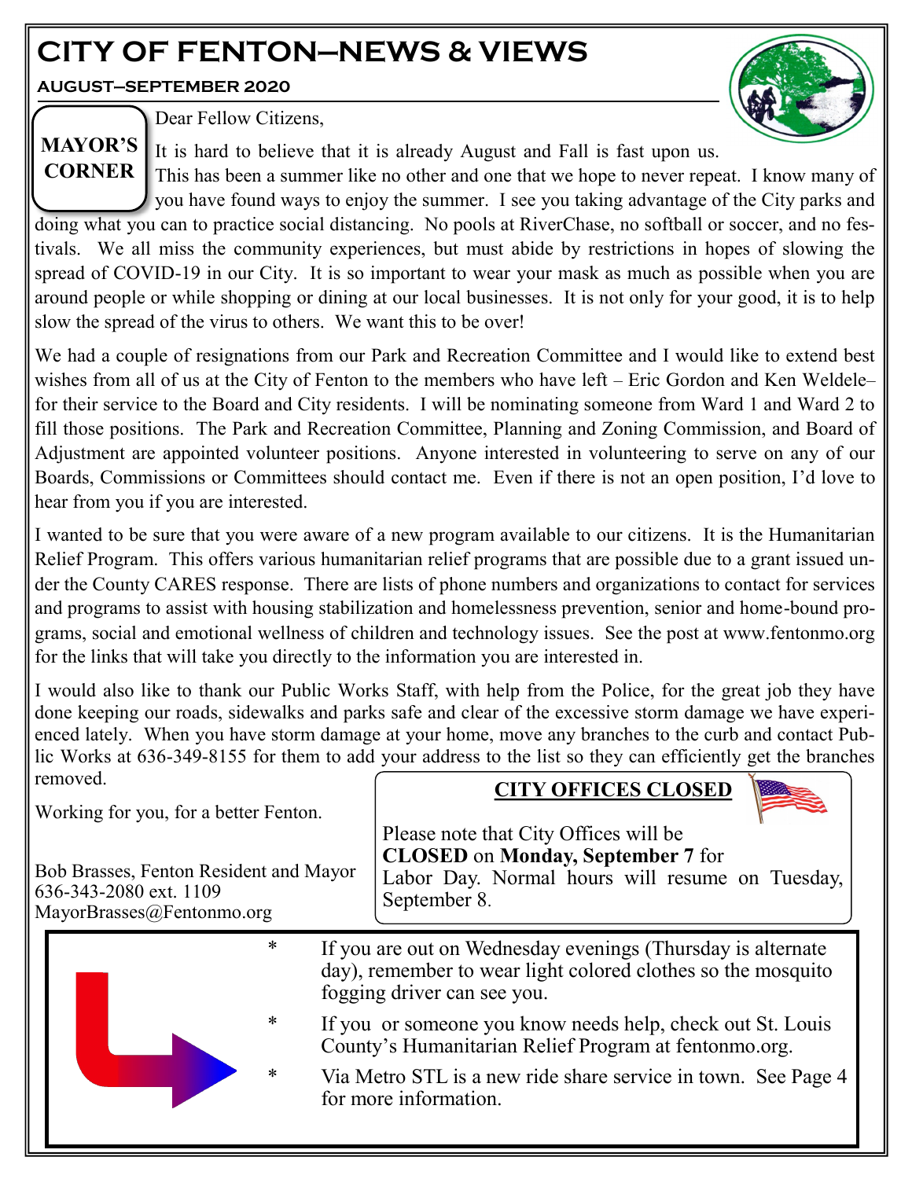# CITY OF FENTON—NEWS & VIEWS

**AUGUST—SEPTEMBER 2020**

## MAYOR'S CORNER

Dear Fellow Citizens,

It is hard to believe that it is already August and Fall is fast upon us. This has been a summer like no other and one that we hope to never repeat. I know many of you have found ways to enjoy the summer. I see you taking advantage of the City parks and doing what you can to practice social distancing. No pools at RiverChase, no softball or soccer, and no festivals. We all miss the community experiences, but must abide by restrictions in hopes of slowing the spread of COVID-19 in our City. It is so important to wear your mask as much as possible when you are around people or while shopping or dining at our local businesses. It is not only for your good, it is to help slow the spread of the virus to others. We want this to be over!

We had a couple of resignations from our Park and Recreation Committee and I would like to extend best wishes from all of us at the City of Fenton to the members who have left – Eric Gordon and Ken Weldele– for their service to the Board and City residents. I will be nominating someone from Ward 1 and Ward 2 to fill those positions. The Park and Recreation Committee, Planning and Zoning Commission, and Board of Adjustment are appointed volunteer positions. Anyone interested in volunteering to serve on any of our Boards, Commissions or Committees should contact me. Even if there is not an open position, I'd love to hear from you if you are interested.

I wanted to be sure that you were aware of a new program available to our citizens. It is the Humanitarian Relief Program. This offers various humanitarian relief programs that are possible due to a grant issued under the County CARES response. There are lists of phone numbers and organizations to contact for services and programs to assist with housing stabilization and homelessness prevention, senior and home-bound programs, social and emotional wellness of children and technology issues. See the post at www.fentonmo.org for the links that will take you directly to the information you are interested in.

I would also like to thank our Public Works Staff, with help from the Police, for the great job they have done keeping our roads, sidewalks and parks safe and clear of the excessive storm damage we have experienced lately. When you have storm damage at your home, move any branches to the curb and contact Public Works at 636-349-8155 for them to add your address to the list so they can efficiently get the branches removed.

Working for you, for a better Fenton.

Bob Brasses, Fenton Resident and Mayor
636-343-2080 ext. 1109
MayorBrasses@Fentonmo.org

## CITY OFFICES CLOSED

Please note that City Offices will be **CLOSED** on **Monday, September 7** for Labor Day. Normal hours will resume on Tuesday, September 8.

---

* If you are out on Wednesday evenings (Thursday is alternate day), remember to wear light colored clothes so the mosquito fogging driver can see you.
* If you or someone you know needs help, check out St. Louis County's Humanitarian Relief Program at fentonmo.org.
* Via Metro STL is a new ride share service in town. See Page 4 for more information.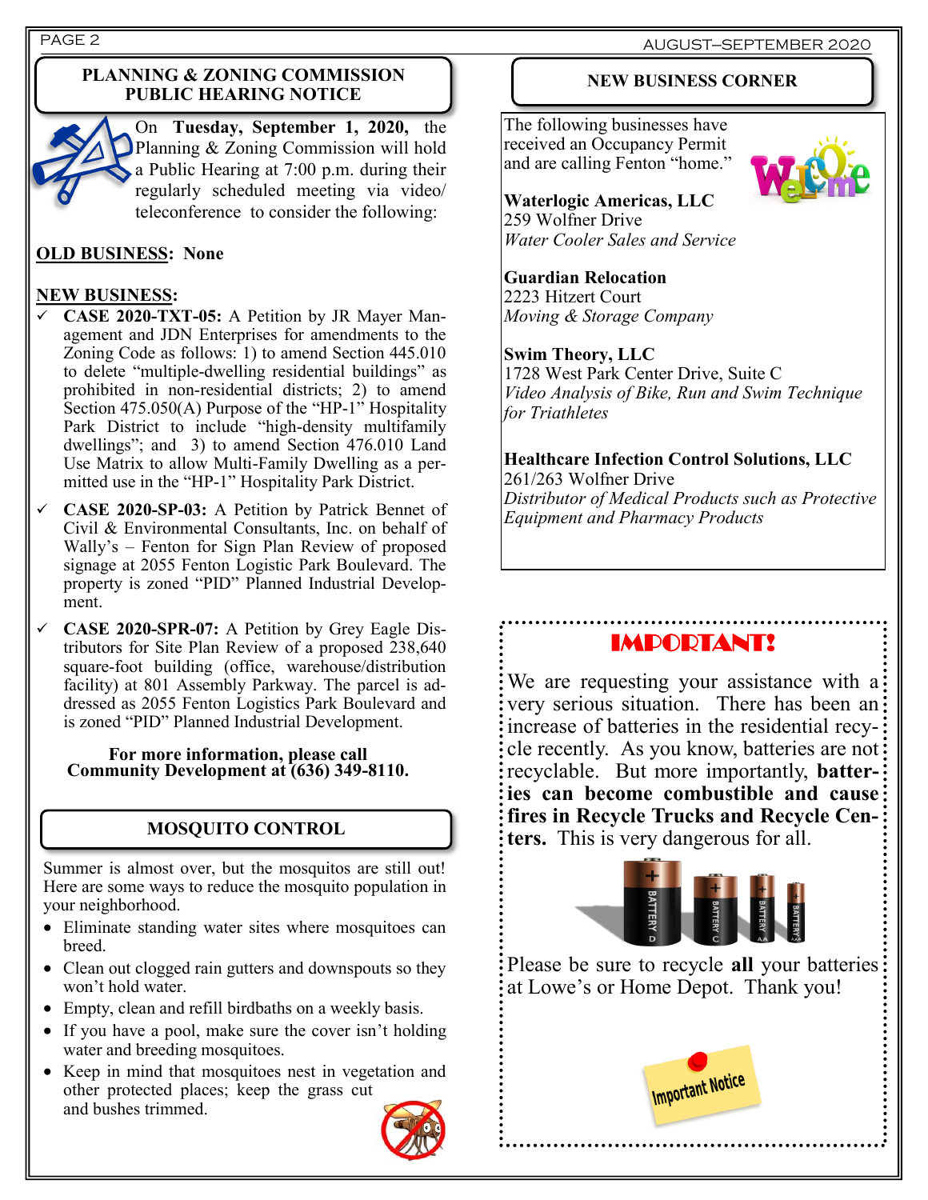## PLANNING & ZONING COMMISSION PUBLIC HEARING NOTICE

On **Tuesday, September 1, 2020,** the Planning & Zoning Commission will hold a Public Hearing at 7:00 p.m. during their regularly scheduled meeting via video/ teleconference to consider the following:

**OLD BUSINESS: None**

**NEW BUSINESS:**

- ✓ **CASE 2020-TXT-05:** A Petition by JR Mayer Management and JDN Enterprises for amendments to the Zoning Code as follows: 1) to amend Section 445.010 to delete "multiple-dwelling residential buildings" as prohibited in non-residential districts; 2) to amend Section 475.050(A) Purpose of the "HP-1" Hospitality Park District to include "high-density multifamily dwellings"; and 3) to amend Section 476.010 Land Use Matrix to allow Multi-Family Dwelling as a permitted use in the "HP-1" Hospitality Park District.
- ✓ **CASE 2020-SP-03:** A Petition by Patrick Bennet of Civil & Environmental Consultants, Inc. on behalf of Wally's – Fenton for Sign Plan Review of proposed signage at 2055 Fenton Logistic Park Boulevard. The property is zoned "PID" Planned Industrial Development.
- ✓ **CASE 2020-SPR-07:** A Petition by Grey Eagle Distributors for Site Plan Review of a proposed 238,640 square-foot building (office, warehouse/distribution facility) at 801 Assembly Parkway. The parcel is addressed as 2055 Fenton Logistics Park Boulevard and is zoned "PID" Planned Industrial Development.

**For more information, please call Community Development at (636) 349-8110.**

## MOSQUITO CONTROL

Summer is almost over, but the mosquitos are still out! Here are some ways to reduce the mosquito population in your neighborhood.

- Eliminate standing water sites where mosquitoes can breed.
- Clean out clogged rain gutters and downspouts so they won't hold water.
- Empty, clean and refill birdbaths on a weekly basis.
- If you have a pool, make sure the cover isn't holding water and breeding mosquitoes.
- Keep in mind that mosquitoes nest in vegetation and other protected places; keep the grass cut and bushes trimmed.

## NEW BUSINESS CORNER

The following businesses have received an Occupancy Permit and are calling Fenton "home."

**Waterlogic Americas, LLC**
259 Wolfner Drive
*Water Cooler Sales and Service*

**Guardian Relocation**
2223 Hitzert Court
*Moving & Storage Company*

**Swim Theory, LLC**
1728 West Park Center Drive, Suite C
*Video Analysis of Bike, Run and Swim Technique for Triathletes*

**Healthcare Infection Control Solutions, LLC**
261/263 Wolfner Drive
*Distributor of Medical Products such as Protective Equipment and Pharmacy Products*

## IMPORTANT!

We are requesting your assistance with a very serious situation. There has been an increase of batteries in the residential recycle recently. As you know, batteries are not recyclable. But more importantly, **batteries can become combustible and cause fires in Recycle Trucks and Recycle Centers.** This is very dangerous for all.

Please be sure to recycle **all** your batteries at Lowe's or Home Depot. Thank you!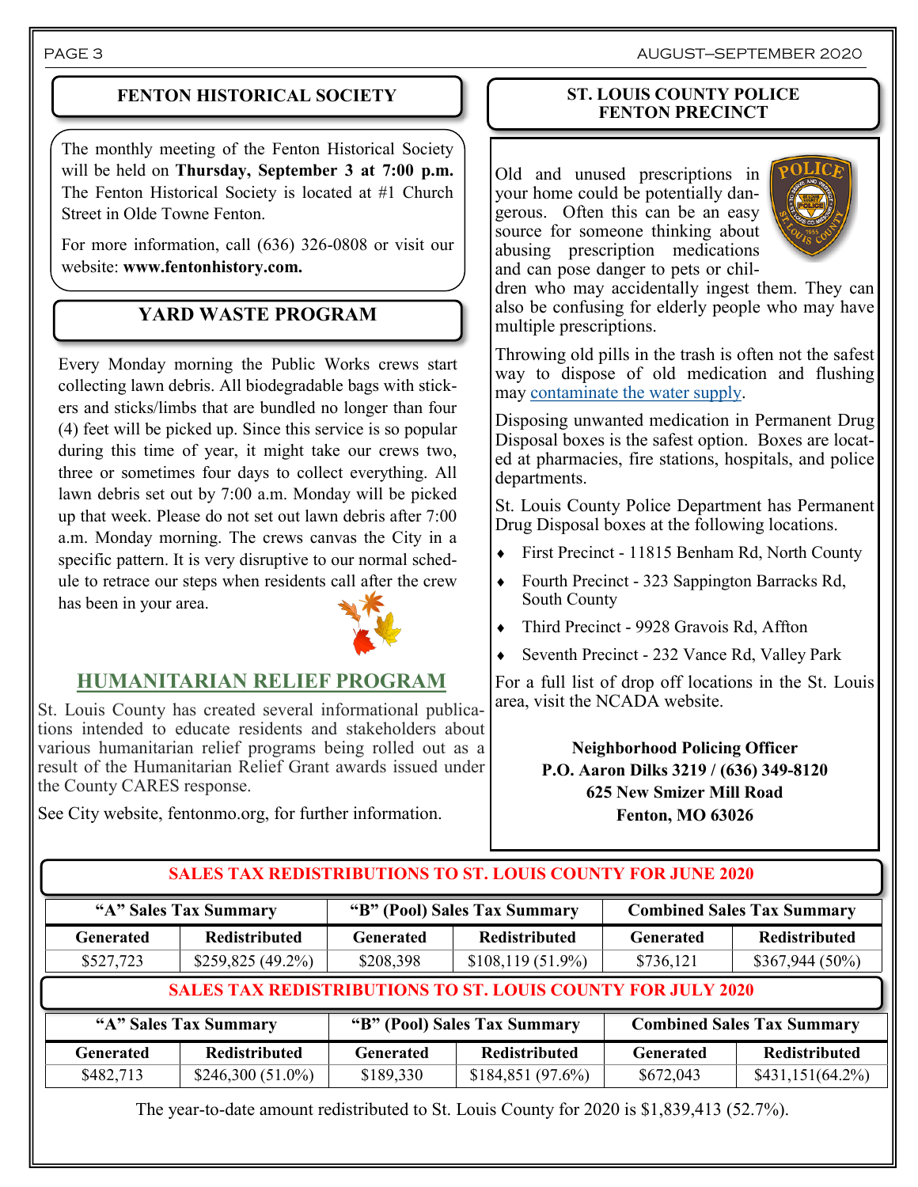## FENTON HISTORICAL SOCIETY

The monthly meeting of the Fenton Historical Society will be held on **Thursday, September 3 at 7:00 p.m.** The Fenton Historical Society is located at #1 Church Street in Olde Towne Fenton.

For more information, call (636) 326-0808 or visit our website: **www.fentonhistory.com.**

## YARD WASTE PROGRAM

Every Monday morning the Public Works crews start collecting lawn debris. All biodegradable bags with stickers and sticks/limbs that are bundled no longer than four (4) feet will be picked up. Since this service is so popular during this time of year, it might take our crews two, three or sometimes four days to collect everything. All lawn debris set out by 7:00 a.m. Monday will be picked up that week. Please do not set out lawn debris after 7:00 a.m. Monday morning. The crews canvas the City in a specific pattern. It is very disruptive to our normal schedule to retrace our steps when residents call after the crew has been in your area.

## HUMANITARIAN RELIEF PROGRAM

St. Louis County has created several informational publications intended to educate residents and stakeholders about various humanitarian relief programs being rolled out as a result of the Humanitarian Relief Grant awards issued under the County CARES response.

See City website, fentonmo.org, for further information.

## ST. LOUIS COUNTY POLICE FENTON PRECINCT

Old and unused prescriptions in your home could be potentially dangerous. Often this can be an easy source for someone thinking about abusing prescription medications and can pose danger to pets or children who may accidentally ingest them. They can also be confusing for elderly people who may have multiple prescriptions.

Throwing old pills in the trash is often not the safest way to dispose of old medication and flushing may contaminate the water supply.

Disposing unwanted medication in Permanent Drug Disposal boxes is the safest option. Boxes are located at pharmacies, fire stations, hospitals, and police departments.

St. Louis County Police Department has Permanent Drug Disposal boxes at the following locations.

- First Precinct - 11815 Benham Rd, North County
- Fourth Precinct - 323 Sappington Barracks Rd, South County
- Third Precinct - 9928 Gravois Rd, Affton
- Seventh Precinct - 232 Vance Rd, Valley Park

For a full list of drop off locations in the St. Louis area, visit the NCADA website.

**Neighborhood Policing Officer**
**P.O. Aaron Dilks 3219 / (636) 349-8120**
**625 New Smizer Mill Road**
**Fenton, MO 63026**

## SALES TAX REDISTRIBUTIONS TO ST. LOUIS COUNTY FOR JUNE 2020

| "A" Sales Tax Summary | | "B" (Pool) Sales Tax Summary | | Combined Sales Tax Summary | |
|---|---|---|---|---|---|
| **Generated** | **Redistributed** | **Generated** | **Redistributed** | **Generated** | **Redistributed** |
| $527,723 | $259,825 (49.2%) | $208,398 | $108,119 (51.9%) | $736,121 | $367,944 (50%) |

## SALES TAX REDISTRIBUTIONS TO ST. LOUIS COUNTY FOR JULY 2020

| "A" Sales Tax Summary | | "B" (Pool) Sales Tax Summary | | Combined Sales Tax Summary | |
|---|---|---|---|---|---|
| **Generated** | **Redistributed** | **Generated** | **Redistributed** | **Generated** | **Redistributed** |
| $482,713 | $246,300 (51.0%) | $189,330 | $184,851 (97.6%) | $672,043 | $431,151(64.2%) |

The year-to-date amount redistributed to St. Louis County for 2020 is $1,839,413 (52.7%).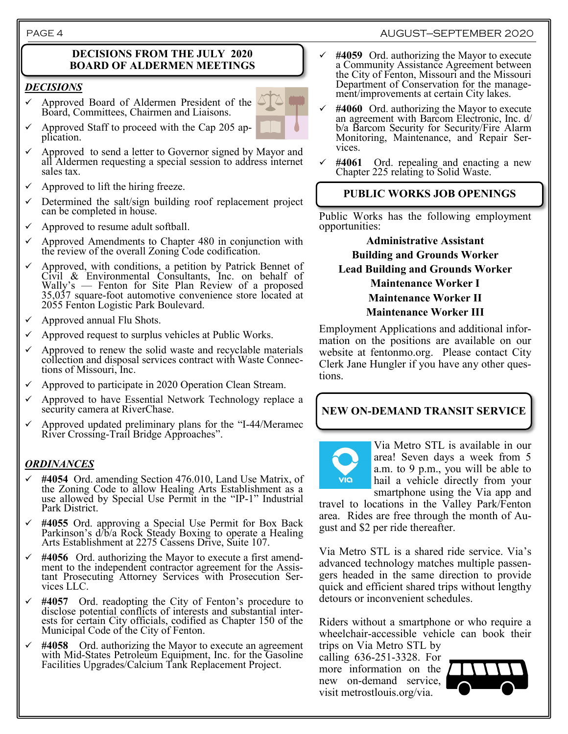## DECISIONS FROM THE JULY 2020 BOARD OF ALDERMEN MEETINGS

### *DECISIONS*

- ✓ Approved Board of Aldermen President of the Board, Committees, Chairmen and Liaisons.
- ✓ Approved Staff to proceed with the Cap 205 application.
- ✓ Approved to send a letter to Governor signed by Mayor and all Aldermen requesting a special session to address internet sales tax.
- ✓ Approved to lift the hiring freeze.
- ✓ Determined the salt/sign building roof replacement project can be completed in house.
- ✓ Approved to resume adult softball.
- ✓ Approved Amendments to Chapter 480 in conjunction with the review of the overall Zoning Code codification.
- ✓ Approved, with conditions, a petition by Patrick Bennet of Civil & Environmental Consultants, Inc. on behalf of Wally's — Fenton for Site Plan Review of a proposed 35,037 square-foot automotive convenience store located at 2055 Fenton Logistic Park Boulevard.
- ✓ Approved annual Flu Shots.
- ✓ Approved request to surplus vehicles at Public Works.
- ✓ Approved to renew the solid waste and recyclable materials collection and disposal services contract with Waste Connections of Missouri, Inc.
- ✓ Approved to participate in 2020 Operation Clean Stream.
- ✓ Approved to have Essential Network Technology replace a security camera at RiverChase.
- ✓ Approved updated preliminary plans for the "I-44/Meramec River Crossing-Trail Bridge Approaches".

### *ORDINANCES*

- ✓ **#4054** Ord. amending Section 476.010, Land Use Matrix, of the Zoning Code to allow Healing Arts Establishment as a use allowed by Special Use Permit in the "IP-1" Industrial Park District.
- ✓ **#4055** Ord. approving a Special Use Permit for Box Back Parkinson's d/b/a Rock Steady Boxing to operate a Healing Arts Establishment at 2275 Cassens Drive, Suite 107.
- ✓ **#4056** Ord. authorizing the Mayor to execute a first amendment to the independent contractor agreement for the Assistant Prosecuting Attorney Services with Prosecution Services LLC.
- ✓ **#4057** Ord. readopting the City of Fenton's procedure to disclose potential conflicts of interests and substantial interests for certain City officials, codified as Chapter 150 of the Municipal Code of the City of Fenton.
- ✓ **#4058** Ord. authorizing the Mayor to execute an agreement with Mid-States Petroleum Equipment, Inc. for the Gasoline Facilities Upgrades/Calcium Tank Replacement Project.
- ✓ **#4059** Ord. authorizing the Mayor to execute a Community Assistance Agreement between the City of Fenton, Missouri and the Missouri Department of Conservation for the management/improvements at certain City lakes.
- ✓ **#4060** Ord. authorizing the Mayor to execute an agreement with Barcom Electronic, Inc. d/b/a Barcom Security for Security/Fire Alarm Monitoring, Maintenance, and Repair Services.
- ✓ **#4061** Ord. repealing and enacting a new Chapter 225 relating to Solid Waste.

## PUBLIC WORKS JOB OPENINGS

Public Works has the following employment opportunities:

**Administrative Assistant**
**Building and Grounds Worker**
**Lead Building and Grounds Worker**
**Maintenance Worker I**
**Maintenance Worker II**
**Maintenance Worker III**

Employment Applications and additional information on the positions are available on our website at fentonmo.org. Please contact City Clerk Jane Hungler if you have any other questions.

## NEW ON-DEMAND TRANSIT SERVICE

Via Metro STL is available in our area! Seven days a week from 5 a.m. to 9 p.m., you will be able to hail a vehicle directly from your smartphone using the Via app and travel to locations in the Valley Park/Fenton area. Rides are free through the month of August and $2 per ride thereafter.

Via Metro STL is a shared ride service. Via's advanced technology matches multiple passengers headed in the same direction to provide quick and efficient shared trips without lengthy detours or inconvenient schedules.

Riders without a smartphone or who require a wheelchair-accessible vehicle can book their trips on Via Metro STL by calling 636-251-3328. For more information on the new on-demand service, visit metrostlouis.org/via.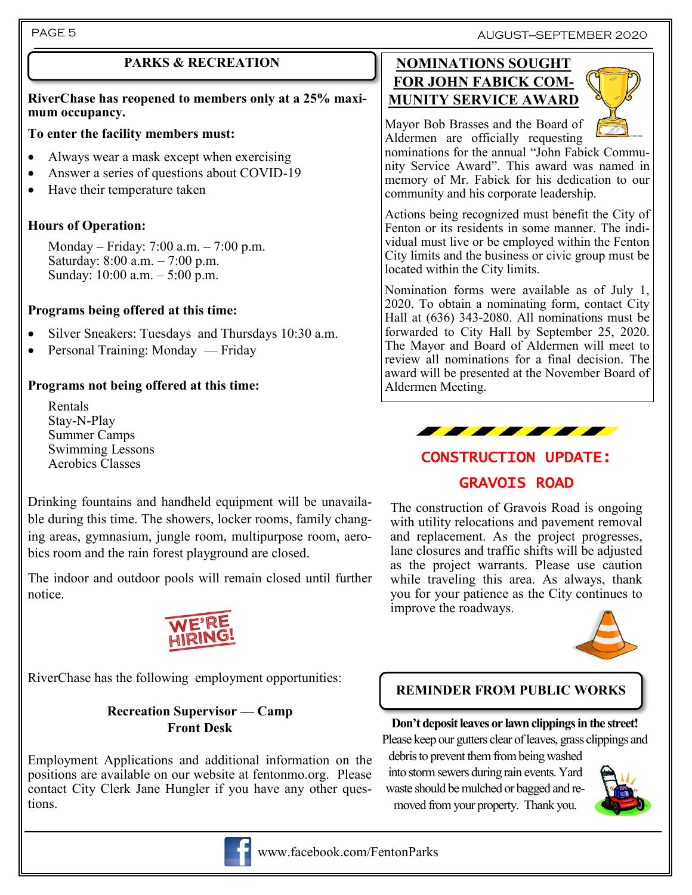## PARKS & RECREATION

**RiverChase has reopened to members only at a 25% maximum occupancy.**

**To enter the facility members must:**

- Always wear a mask except when exercising
- Answer a series of questions about COVID-19
- Have their temperature taken

**Hours of Operation:**

Monday – Friday: 7:00 a.m. – 7:00 p.m.
Saturday: 8:00 a.m. – 7:00 p.m.
Sunday: 10:00 a.m. – 5:00 p.m.

**Programs being offered at this time:**

- Silver Sneakers: Tuesdays and Thursdays 10:30 a.m.
- Personal Training: Monday — Friday

**Programs not being offered at this time:**

Rentals
Stay-N-Play
Summer Camps
Swimming Lessons
Aerobics Classes

Drinking fountains and handheld equipment will be unavailable during this time. The showers, locker rooms, family changing areas, gymnasium, jungle room, multipurpose room, aerobics room and the rain forest playground are closed.

The indoor and outdoor pools will remain closed until further notice.

WE'RE HIRING!

RiverChase has the following employment opportunities:

**Recreation Supervisor — Camp**
**Front Desk**

Employment Applications and additional information on the positions are available on our website at fentonmo.org. Please contact City Clerk Jane Hungler if you have any other questions.

## NOMINATIONS SOUGHT FOR JOHN FABICK COMMUNITY SERVICE AWARD

Mayor Bob Brasses and the Board of Aldermen are officially requesting nominations for the annual "John Fabick Community Service Award". This award was named in memory of Mr. Fabick for his dedication to our community and his corporate leadership.

Actions being recognized must benefit the City of Fenton or its residents in some manner. The individual must live or be employed within the Fenton City limits and the business or civic group must be located within the City limits.

Nomination forms were available as of July 1, 2020. To obtain a nominating form, contact City Hall at (636) 343-2080. All nominations must be forwarded to City Hall by September 25, 2020. The Mayor and Board of Aldermen will meet to review all nominations for a final decision. The award will be presented at the November Board of Aldermen Meeting.

## CONSTRUCTION UPDATE: GRAVOIS ROAD

The construction of Gravois Road is ongoing with utility relocations and pavement removal and replacement. As the project progresses, lane closures and traffic shifts will be adjusted as the project warrants. Please use caution while traveling this area. As always, thank you for your patience as the City continues to improve the roadways.

## REMINDER FROM PUBLIC WORKS

**Don't deposit leaves or lawn clippings in the street!**

Please keep our gutters clear of leaves, grass clippings and debris to prevent them from being washed into storm sewers during rain events. Yard waste should be mulched or bagged and removed from your property. Thank you.

www.facebook.com/FentonParks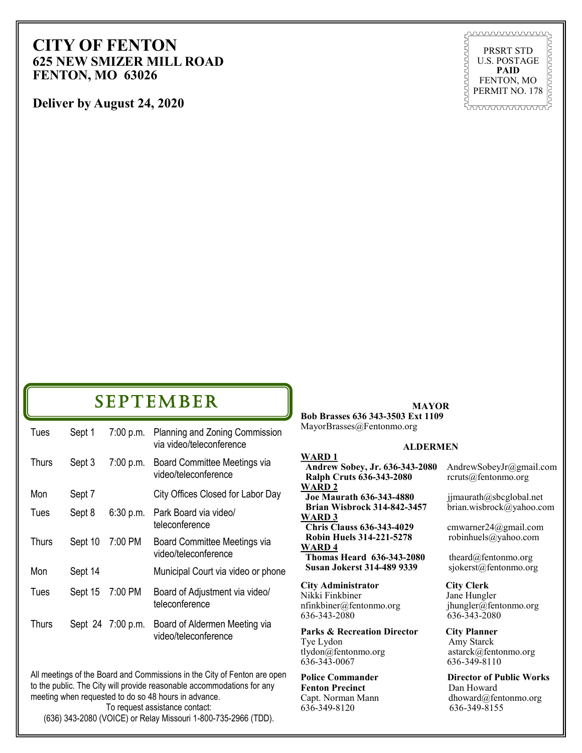# CITY OF FENTON

**625 NEW SMIZER MILL ROAD**
**FENTON, MO 63026**

**Deliver by August 24, 2020**

PRSRT STD
U.S. POSTAGE
**PAID**
FENTON, MO
PERMIT NO. 178

## SEPTEMBER

| | | | |
|---|---|---|---|
| Tues | Sept 1 | 7:00 p.m. | Planning and Zoning Commission via video/teleconference |
| Thurs | Sept 3 | 7:00 p.m. | Board Committee Meetings via video/teleconference |
| Mon | Sept 7 | | City Offices Closed for Labor Day |
| Tues | Sept 8 | 6:30 p.m. | Park Board via video/ teleconference |
| Thurs | Sept 10 | 7:00 PM | Board Committee Meetings via video/teleconference |
| Mon | Sept 14 | | Municipal Court via video or phone |
| Tues | Sept 15 | 7:00 PM | Board of Adjustment via video/ teleconference |
| Thurs | Sept 24 | 7:00 p.m. | Board of Aldermen Meeting via video/teleconference |

All meetings of the Board and Commissions in the City of Fenton are open to the public. The City will provide reasonable accommodations for any meeting when requested to do so 48 hours in advance.
To request assistance contact:
(636) 343-2080 (VOICE) or Relay Missouri 1-800-735-2966 (TDD).

**MAYOR**
**Bob Brasses 636 343-3503 Ext 1109**
MayorBrasses@Fentonmo.org

**ALDERMEN**

**WARD 1**
**Andrew Sobey, Jr. 636-343-2080** AndrewSobeyJr@gmail.com
**Ralph Cruts 636-343-2080** rcruts@fentonmo.org

**WARD 2**
**Joe Maurath 636-343-4880** jjmaurath@sbcglobal.net
**Brian Wisbrock 314-842-3457** brian.wisbrock@yahoo.com

**WARD 3**
**Chris Clauss 636-343-4029** cmwarner24@gmail.com
**Robin Huels 314-221-5278** robinhuels@yahoo.com

**WARD 4**
**Thomas Heard 636-343-2080** theard@fentonmo.org
**Susan Jokerst 314-489 9339** sjokerst@fentonmo.org

**City Administrator**
Nikki Finkbiner
nfinkbiner@fentonmo.org
636-343-2080

**City Clerk**
Jane Hungler
jhungler@fentonmo.org
636-343-2080

**Parks & Recreation Director**
Tye Lydon
tlydon@fentonmo.org
636-343-0067

**City Planner**
Amy Starck
astarck@fentonmo.org
636-349-8110

**Police Commander**
**Fenton Precinct**
Capt. Norman Mann
636-349-8120

**Director of Public Works**
Dan Howard
dhoward@fentonmo.org
636-349-8155